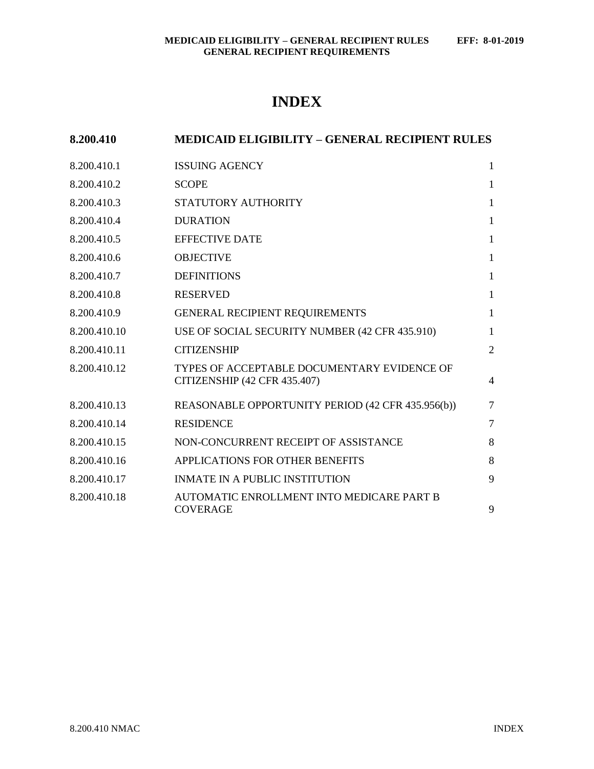# INDEX

## 8.200.410 MEDICAID ELIGIBILITY – GENERAL RECIPIENT RULES

| | | |
|---|---|---|
| 8.200.410.1 | ISSUING AGENCY | 1 |
| 8.200.410.2 | SCOPE | 1 |
| 8.200.410.3 | STATUTORY AUTHORITY | 1 |
| 8.200.410.4 | DURATION | 1 |
| 8.200.410.5 | EFFECTIVE DATE | 1 |
| 8.200.410.6 | OBJECTIVE | 1 |
| 8.200.410.7 | DEFINITIONS | 1 |
| 8.200.410.8 | RESERVED | 1 |
| 8.200.410.9 | GENERAL RECIPIENT REQUIREMENTS | 1 |
| 8.200.410.10 | USE OF SOCIAL SECURITY NUMBER (42 CFR 435.910) | 1 |
| 8.200.410.11 | CITIZENSHIP | 2 |
| 8.200.410.12 | TYPES OF ACCEPTABLE DOCUMENTARY EVIDENCE OF CITIZENSHIP (42 CFR 435.407) | 4 |
| 8.200.410.13 | REASONABLE OPPORTUNITY PERIOD (42 CFR 435.956(b)) | 7 |
| 8.200.410.14 | RESIDENCE | 7 |
| 8.200.410.15 | NON-CONCURRENT RECEIPT OF ASSISTANCE | 8 |
| 8.200.410.16 | APPLICATIONS FOR OTHER BENEFITS | 8 |
| 8.200.410.17 | INMATE IN A PUBLIC INSTITUTION | 9 |
| 8.200.410.18 | AUTOMATIC ENROLLMENT INTO MEDICARE PART B COVERAGE | 9 |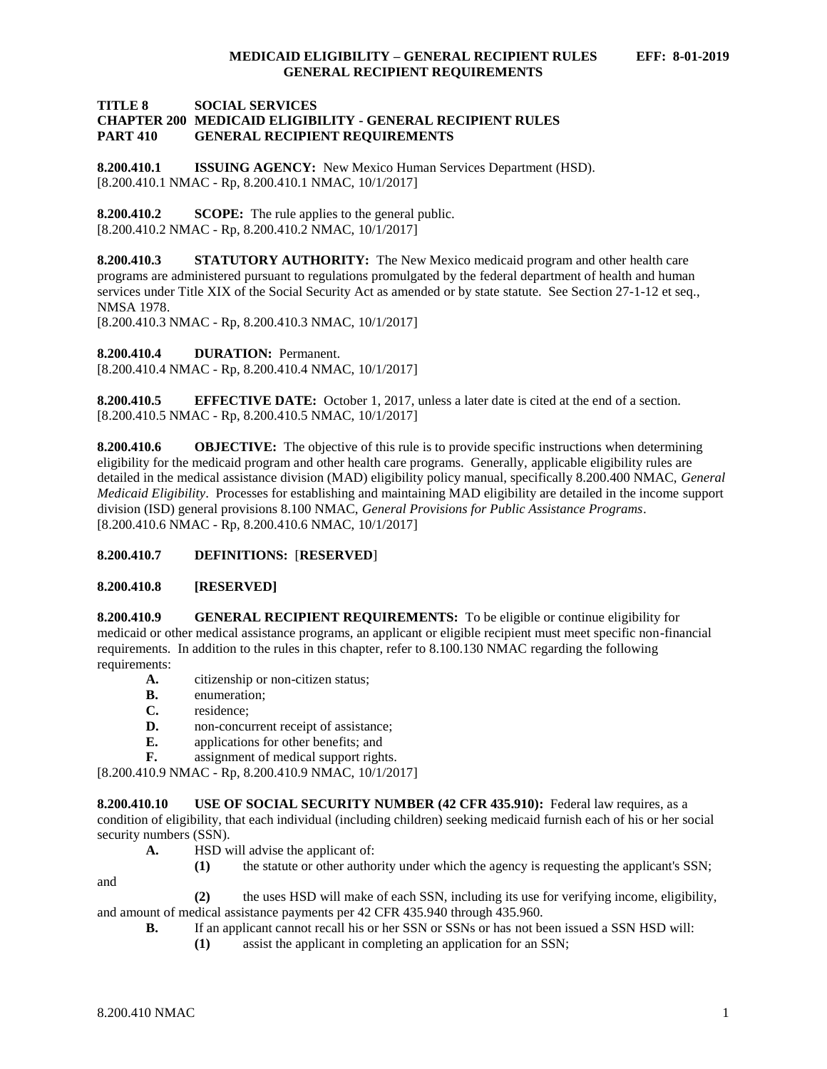**TITLE 8 SOCIAL SERVICES**
**CHAPTER 200 MEDICAID ELIGIBILITY - GENERAL RECIPIENT RULES**
**PART 410 GENERAL RECIPIENT REQUIREMENTS**

**8.200.410.1 ISSUING AGENCY:** New Mexico Human Services Department (HSD).
[8.200.410.1 NMAC - Rp, 8.200.410.1 NMAC, 10/1/2017]

**8.200.410.2 SCOPE:** The rule applies to the general public.
[8.200.410.2 NMAC - Rp, 8.200.410.2 NMAC, 10/1/2017]

**8.200.410.3 STATUTORY AUTHORITY:** The New Mexico medicaid program and other health care programs are administered pursuant to regulations promulgated by the federal department of health and human services under Title XIX of the Social Security Act as amended or by state statute. See Section 27-1-12 et seq., NMSA 1978.
[8.200.410.3 NMAC - Rp, 8.200.410.3 NMAC, 10/1/2017]

**8.200.410.4 DURATION:** Permanent.
[8.200.410.4 NMAC - Rp, 8.200.410.4 NMAC, 10/1/2017]

**8.200.410.5 EFFECTIVE DATE:** October 1, 2017, unless a later date is cited at the end of a section.
[8.200.410.5 NMAC - Rp, 8.200.410.5 NMAC, 10/1/2017]

**8.200.410.6 OBJECTIVE:** The objective of this rule is to provide specific instructions when determining eligibility for the medicaid program and other health care programs. Generally, applicable eligibility rules are detailed in the medical assistance division (MAD) eligibility policy manual, specifically 8.200.400 NMAC, *General Medicaid Eligibility*. Processes for establishing and maintaining MAD eligibility are detailed in the income support division (ISD) general provisions 8.100 NMAC, *General Provisions for Public Assistance Programs*.
[8.200.410.6 NMAC - Rp, 8.200.410.6 NMAC, 10/1/2017]

**8.200.410.7 DEFINITIONS:** [**RESERVED**]

**8.200.410.8 [RESERVED]**

**8.200.410.9 GENERAL RECIPIENT REQUIREMENTS:** To be eligible or continue eligibility for medicaid or other medical assistance programs, an applicant or eligible recipient must meet specific non-financial requirements. In addition to the rules in this chapter, refer to 8.100.130 NMAC regarding the following requirements:

**A.** citizenship or non-citizen status;
**B.** enumeration;
**C.** residence;
**D.** non-concurrent receipt of assistance;
**E.** applications for other benefits; and
**F.** assignment of medical support rights.

[8.200.410.9 NMAC - Rp, 8.200.410.9 NMAC, 10/1/2017]

**8.200.410.10 USE OF SOCIAL SECURITY NUMBER (42 CFR 435.910):** Federal law requires, as a condition of eligibility, that each individual (including children) seeking medicaid furnish each of his or her social security numbers (SSN).

**A.** HSD will advise the applicant of:
**(1)** the statute or other authority under which the agency is requesting the applicant's SSN; and
**(2)** the uses HSD will make of each SSN, including its use for verifying income, eligibility, and amount of medical assistance payments per 42 CFR 435.940 through 435.960.

**B.** If an applicant cannot recall his or her SSN or SSNs or has not been issued a SSN HSD will:
**(1)** assist the applicant in completing an application for an SSN;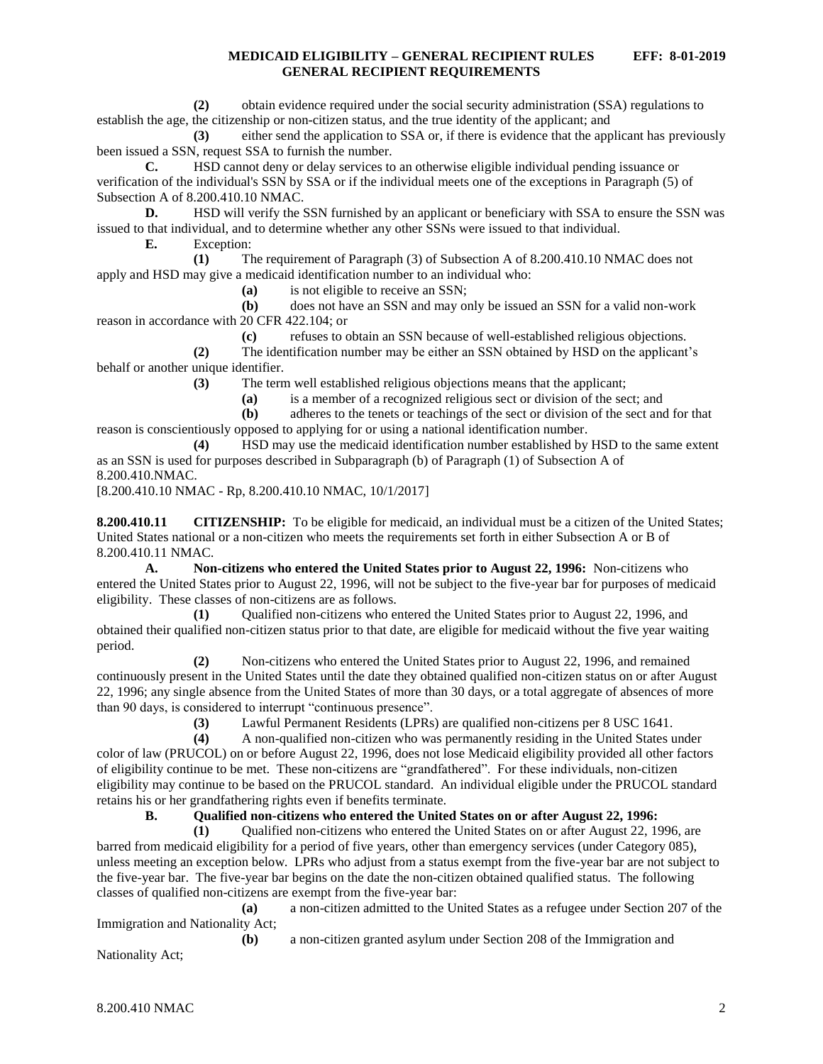**(2)** obtain evidence required under the social security administration (SSA) regulations to establish the age, the citizenship or non-citizen status, and the true identity of the applicant; and

**(3)** either send the application to SSA or, if there is evidence that the applicant has previously been issued a SSN, request SSA to furnish the number.

**C.** HSD cannot deny or delay services to an otherwise eligible individual pending issuance or verification of the individual's SSN by SSA or if the individual meets one of the exceptions in Paragraph (5) of Subsection A of 8.200.410.10 NMAC.

**D.** HSD will verify the SSN furnished by an applicant or beneficiary with SSA to ensure the SSN was issued to that individual, and to determine whether any other SSNs were issued to that individual.

**E.** Exception:

**(1)** The requirement of Paragraph (3) of Subsection A of 8.200.410.10 NMAC does not apply and HSD may give a medicaid identification number to an individual who:

**(a)** is not eligible to receive an SSN;

**(b)** does not have an SSN and may only be issued an SSN for a valid non-work reason in accordance with 20 CFR 422.104; or

**(c)** refuses to obtain an SSN because of well-established religious objections.

**(2)** The identification number may be either an SSN obtained by HSD on the applicant's behalf or another unique identifier.

**(3)** The term well established religious objections means that the applicant;

**(a)** is a member of a recognized religious sect or division of the sect; and

**(b)** adheres to the tenets or teachings of the sect or division of the sect and for that reason is conscientiously opposed to applying for or using a national identification number.

**(4)** HSD may use the medicaid identification number established by HSD to the same extent as an SSN is used for purposes described in Subparagraph (b) of Paragraph (1) of Subsection A of 8.200.410.NMAC.

[8.200.410.10 NMAC - Rp, 8.200.410.10 NMAC, 10/1/2017]

**8.200.410.11 CITIZENSHIP:** To be eligible for medicaid, an individual must be a citizen of the United States; United States national or a non-citizen who meets the requirements set forth in either Subsection A or B of 8.200.410.11 NMAC.

**A. Non-citizens who entered the United States prior to August 22, 1996:** Non-citizens who entered the United States prior to August 22, 1996, will not be subject to the five-year bar for purposes of medicaid eligibility. These classes of non-citizens are as follows.

**(1)** Qualified non-citizens who entered the United States prior to August 22, 1996, and obtained their qualified non-citizen status prior to that date, are eligible for medicaid without the five year waiting period.

**(2)** Non-citizens who entered the United States prior to August 22, 1996, and remained continuously present in the United States until the date they obtained qualified non-citizen status on or after August 22, 1996; any single absence from the United States of more than 30 days, or a total aggregate of absences of more than 90 days, is considered to interrupt "continuous presence".

**(3)** Lawful Permanent Residents (LPRs) are qualified non-citizens per 8 USC 1641.

**(4)** A non-qualified non-citizen who was permanently residing in the United States under color of law (PRUCOL) on or before August 22, 1996, does not lose Medicaid eligibility provided all other factors of eligibility continue to be met. These non-citizens are "grandfathered". For these individuals, non-citizen eligibility may continue to be based on the PRUCOL standard. An individual eligible under the PRUCOL standard retains his or her grandfathering rights even if benefits terminate.

**B. Qualified non-citizens who entered the United States on or after August 22, 1996:**

**(1)** Qualified non-citizens who entered the United States on or after August 22, 1996, are barred from medicaid eligibility for a period of five years, other than emergency services (under Category 085), unless meeting an exception below. LPRs who adjust from a status exempt from the five-year bar are not subject to the five-year bar. The five-year bar begins on the date the non-citizen obtained qualified status. The following classes of qualified non-citizens are exempt from the five-year bar:

**(a)** a non-citizen admitted to the United States as a refugee under Section 207 of the Immigration and Nationality Act;

**(b)** a non-citizen granted asylum under Section 208 of the Immigration and Nationality Act;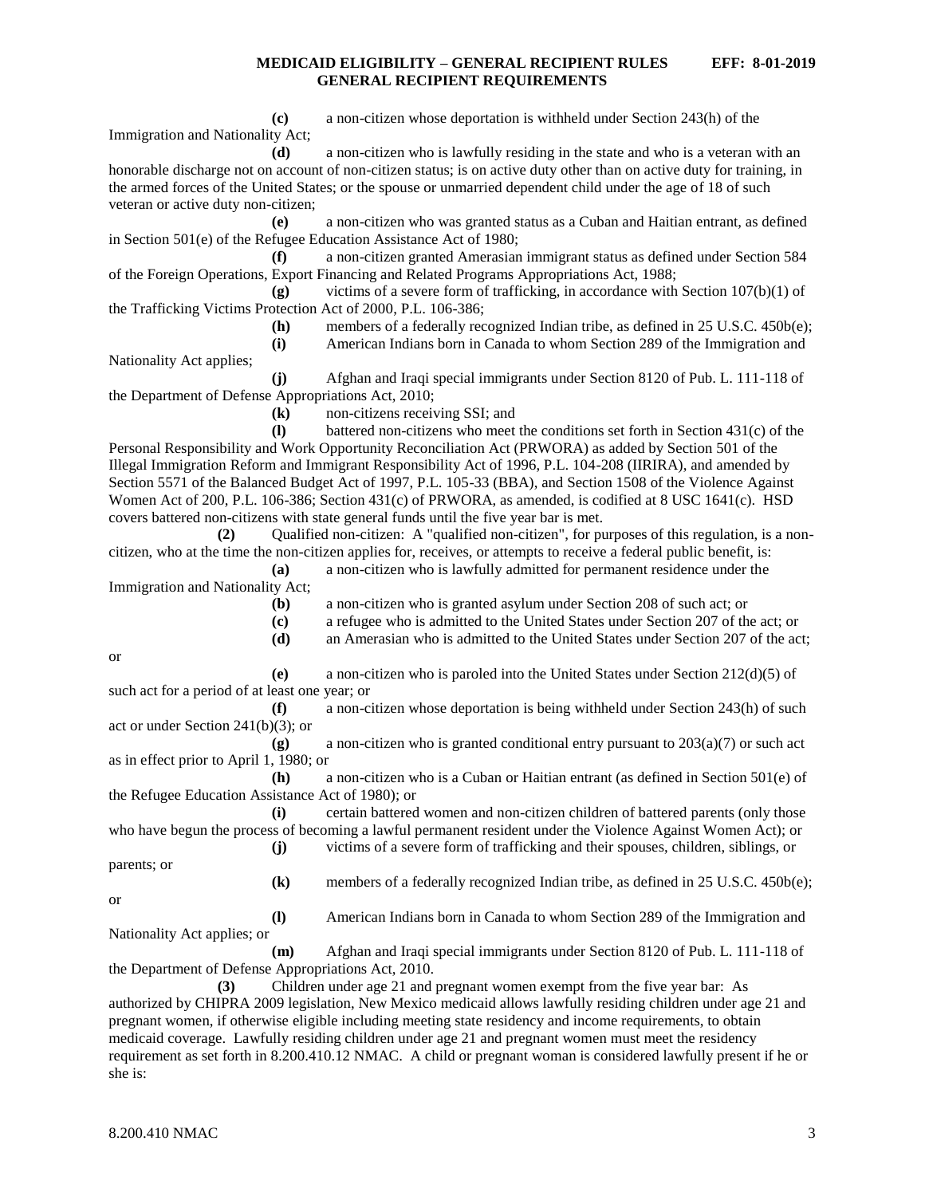**(c)** a non-citizen whose deportation is withheld under Section 243(h) of the Immigration and Nationality Act;

**(d)** a non-citizen who is lawfully residing in the state and who is a veteran with an honorable discharge not on account of non-citizen status; is on active duty other than on active duty for training, in the armed forces of the United States; or the spouse or unmarried dependent child under the age of 18 of such veteran or active duty non-citizen;

**(e)** a non-citizen who was granted status as a Cuban and Haitian entrant, as defined in Section 501(e) of the Refugee Education Assistance Act of 1980;

**(f)** a non-citizen granted Amerasian immigrant status as defined under Section 584 of the Foreign Operations, Export Financing and Related Programs Appropriations Act, 1988;

**(g)** victims of a severe form of trafficking, in accordance with Section 107(b)(1) of the Trafficking Victims Protection Act of 2000, P.L. 106-386;

**(h)** members of a federally recognized Indian tribe, as defined in 25 U.S.C. 450b(e);

**(i)** American Indians born in Canada to whom Section 289 of the Immigration and Nationality Act applies;

**(j)** Afghan and Iraqi special immigrants under Section 8120 of Pub. L. 111-118 of the Department of Defense Appropriations Act, 2010;

**(k)** non-citizens receiving SSI; and

**(l)** battered non-citizens who meet the conditions set forth in Section 431(c) of the Personal Responsibility and Work Opportunity Reconciliation Act (PRWORA) as added by Section 501 of the Illegal Immigration Reform and Immigrant Responsibility Act of 1996, P.L. 104-208 (IIRIRA), and amended by Section 5571 of the Balanced Budget Act of 1997, P.L. 105-33 (BBA), and Section 1508 of the Violence Against Women Act of 200, P.L. 106-386; Section 431(c) of PRWORA, as amended, is codified at 8 USC 1641(c). HSD covers battered non-citizens with state general funds until the five year bar is met.

**(2)** Qualified non-citizen: A "qualified non-citizen", for purposes of this regulation, is a non-citizen, who at the time the non-citizen applies for, receives, or attempts to receive a federal public benefit, is:

**(a)** a non-citizen who is lawfully admitted for permanent residence under the Immigration and Nationality Act;

**(b)** a non-citizen who is granted asylum under Section 208 of such act; or

**(c)** a refugee who is admitted to the United States under Section 207 of the act; or

**(d)** an Amerasian who is admitted to the United States under Section 207 of the act; or

**(e)** a non-citizen who is paroled into the United States under Section 212(d)(5) of such act for a period of at least one year; or

**(f)** a non-citizen whose deportation is being withheld under Section 243(h) of such act or under Section 241(b)(3); or

**(g)** a non-citizen who is granted conditional entry pursuant to 203(a)(7) or such act as in effect prior to April 1, 1980; or

**(h)** a non-citizen who is a Cuban or Haitian entrant (as defined in Section 501(e) of the Refugee Education Assistance Act of 1980); or

**(i)** certain battered women and non-citizen children of battered parents (only those who have begun the process of becoming a lawful permanent resident under the Violence Against Women Act); or

**(j)** victims of a severe form of trafficking and their spouses, children, siblings, or parents; or

**(k)** members of a federally recognized Indian tribe, as defined in 25 U.S.C. 450b(e); or

**(l)** American Indians born in Canada to whom Section 289 of the Immigration and Nationality Act applies; or

**(m)** Afghan and Iraqi special immigrants under Section 8120 of Pub. L. 111-118 of the Department of Defense Appropriations Act, 2010.

**(3)** Children under age 21 and pregnant women exempt from the five year bar: As authorized by CHIPRA 2009 legislation, New Mexico medicaid allows lawfully residing children under age 21 and pregnant women, if otherwise eligible including meeting state residency and income requirements, to obtain medicaid coverage. Lawfully residing children under age 21 and pregnant women must meet the residency requirement as set forth in 8.200.410.12 NMAC. A child or pregnant woman is considered lawfully present if he or she is: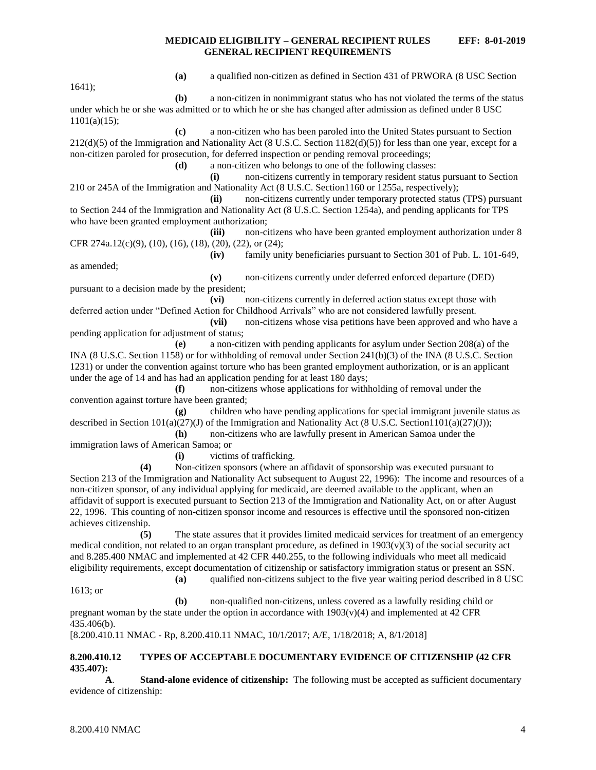**(a)** a qualified non-citizen as defined in Section 431 of PRWORA (8 USC Section 1641);

**(b)** a non-citizen in nonimmigrant status who has not violated the terms of the status under which he or she was admitted or to which he or she has changed after admission as defined under 8 USC 1101(a)(15);

**(c)** a non-citizen who has been paroled into the United States pursuant to Section 212(d)(5) of the Immigration and Nationality Act (8 U.S.C. Section 1182(d)(5)) for less than one year, except for a non-citizen paroled for prosecution, for deferred inspection or pending removal proceedings;

**(d)** a non-citizen who belongs to one of the following classes:

**(i)** non-citizens currently in temporary resident status pursuant to Section 210 or 245A of the Immigration and Nationality Act (8 U.S.C. Section1160 or 1255a, respectively);

**(ii)** non-citizens currently under temporary protected status (TPS) pursuant to Section 244 of the Immigration and Nationality Act (8 U.S.C. Section 1254a), and pending applicants for TPS who have been granted employment authorization;

**(iii)** non-citizens who have been granted employment authorization under 8 CFR 274a.12(c)(9), (10), (16), (18), (20), (22), or (24);

**(iv)** family unity beneficiaries pursuant to Section 301 of Pub. L. 101-649, as amended;

**(v)** non-citizens currently under deferred enforced departure (DED) pursuant to a decision made by the president;

**(vi)** non-citizens currently in deferred action status except those with deferred action under "Defined Action for Childhood Arrivals" who are not considered lawfully present.

**(vii)** non-citizens whose visa petitions have been approved and who have a pending application for adjustment of status;

**(e)** a non-citizen with pending applicants for asylum under Section 208(a) of the INA (8 U.S.C. Section 1158) or for withholding of removal under Section 241(b)(3) of the INA (8 U.S.C. Section 1231) or under the convention against torture who has been granted employment authorization, or is an applicant under the age of 14 and has had an application pending for at least 180 days;

**(f)** non-citizens whose applications for withholding of removal under the convention against torture have been granted;

**(g)** children who have pending applications for special immigrant juvenile status as described in Section 101(a)(27)(J) of the Immigration and Nationality Act (8 U.S.C. Section1101(a)(27)(J));

**(h)** non-citizens who are lawfully present in American Samoa under the immigration laws of American Samoa; or

**(i)** victims of trafficking.

**(4)** Non-citizen sponsors (where an affidavit of sponsorship was executed pursuant to Section 213 of the Immigration and Nationality Act subsequent to August 22, 1996): The income and resources of a non-citizen sponsor, of any individual applying for medicaid, are deemed available to the applicant, when an affidavit of support is executed pursuant to Section 213 of the Immigration and Nationality Act, on or after August 22, 1996. This counting of non-citizen sponsor income and resources is effective until the sponsored non-citizen achieves citizenship.

**(5)** The state assures that it provides limited medicaid services for treatment of an emergency medical condition, not related to an organ transplant procedure, as defined in 1903(v)(3) of the social security act and 8.285.400 NMAC and implemented at 42 CFR 440.255, to the following individuals who meet all medicaid eligibility requirements, except documentation of citizenship or satisfactory immigration status or present an SSN.

**(a)** qualified non-citizens subject to the five year waiting period described in 8 USC 1613; or

**(b)** non-qualified non-citizens, unless covered as a lawfully residing child or pregnant woman by the state under the option in accordance with 1903(v)(4) and implemented at 42 CFR 435.406(b).

[8.200.410.11 NMAC - Rp, 8.200.410.11 NMAC, 10/1/2017; A/E, 1/18/2018; A, 8/1/2018]

**8.200.410.12 TYPES OF ACCEPTABLE DOCUMENTARY EVIDENCE OF CITIZENSHIP (42 CFR 435.407):**

**A**. **Stand-alone evidence of citizenship:** The following must be accepted as sufficient documentary evidence of citizenship: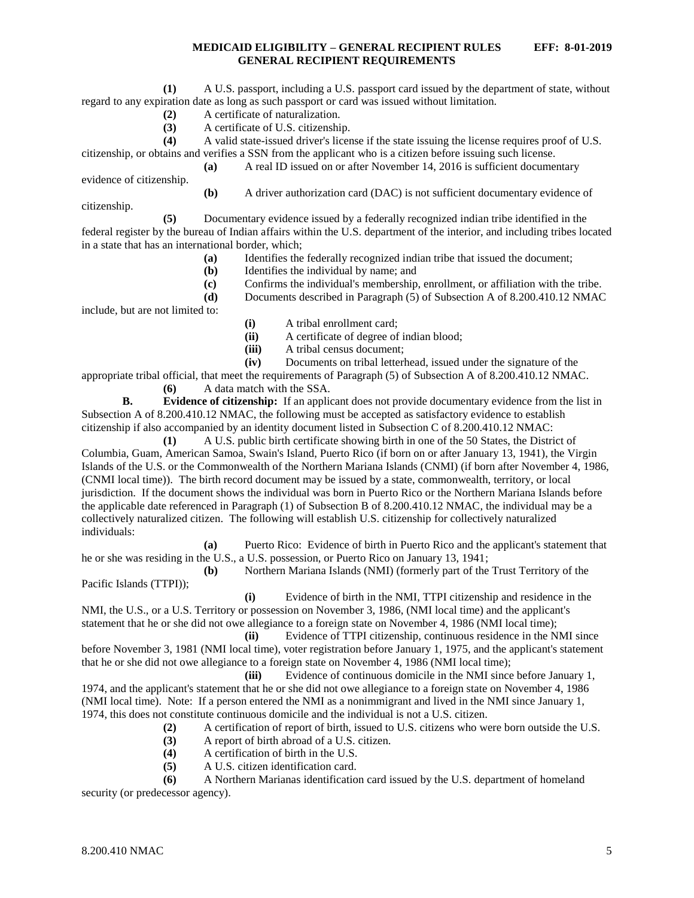**(1)** A U.S. passport, including a U.S. passport card issued by the department of state, without regard to any expiration date as long as such passport or card was issued without limitation.

**(2)** A certificate of naturalization.

**(3)** A certificate of U.S. citizenship.

**(4)** A valid state-issued driver's license if the state issuing the license requires proof of U.S. citizenship, or obtains and verifies a SSN from the applicant who is a citizen before issuing such license.

**(a)** A real ID issued on or after November 14, 2016 is sufficient documentary evidence of citizenship.

**(b)** A driver authorization card (DAC) is not sufficient documentary evidence of citizenship.

**(5)** Documentary evidence issued by a federally recognized indian tribe identified in the federal register by the bureau of Indian affairs within the U.S. department of the interior, and including tribes located in a state that has an international border, which;

**(a)** Identifies the federally recognized indian tribe that issued the document;

**(b)** Identifies the individual by name; and

**(c)** Confirms the individual's membership, enrollment, or affiliation with the tribe.

**(d)** Documents described in Paragraph (5) of Subsection A of 8.200.410.12 NMAC include, but are not limited to:

**(i)** A tribal enrollment card;

**(ii)** A certificate of degree of indian blood;

**(iii)** A tribal census document;

**(iv)** Documents on tribal letterhead, issued under the signature of the appropriate tribal official, that meet the requirements of Paragraph (5) of Subsection A of 8.200.410.12 NMAC.

**(6)** A data match with the SSA.

**B. Evidence of citizenship:** If an applicant does not provide documentary evidence from the list in Subsection A of 8.200.410.12 NMAC, the following must be accepted as satisfactory evidence to establish citizenship if also accompanied by an identity document listed in Subsection C of 8.200.410.12 NMAC:

**(1)** A U.S. public birth certificate showing birth in one of the 50 States, the District of Columbia, Guam, American Samoa, Swain's Island, Puerto Rico (if born on or after January 13, 1941), the Virgin Islands of the U.S. or the Commonwealth of the Northern Mariana Islands (CNMI) (if born after November 4, 1986, (CNMI local time)). The birth record document may be issued by a state, commonwealth, territory, or local jurisdiction. If the document shows the individual was born in Puerto Rico or the Northern Mariana Islands before the applicable date referenced in Paragraph (1) of Subsection B of 8.200.410.12 NMAC, the individual may be a collectively naturalized citizen. The following will establish U.S. citizenship for collectively naturalized individuals:

**(a)** Puerto Rico: Evidence of birth in Puerto Rico and the applicant's statement that he or she was residing in the U.S., a U.S. possession, or Puerto Rico on January 13, 1941;

**(b)** Northern Mariana Islands (NMI) (formerly part of the Trust Territory of the Pacific Islands (TTPI));

**(i)** Evidence of birth in the NMI, TTPI citizenship and residence in the NMI, the U.S., or a U.S. Territory or possession on November 3, 1986, (NMI local time) and the applicant's statement that he or she did not owe allegiance to a foreign state on November 4, 1986 (NMI local time);

**(ii)** Evidence of TTPI citizenship, continuous residence in the NMI since before November 3, 1981 (NMI local time), voter registration before January 1, 1975, and the applicant's statement that he or she did not owe allegiance to a foreign state on November 4, 1986 (NMI local time);

**(iii)** Evidence of continuous domicile in the NMI since before January 1, 1974, and the applicant's statement that he or she did not owe allegiance to a foreign state on November 4, 1986 (NMI local time). Note: If a person entered the NMI as a nonimmigrant and lived in the NMI since January 1, 1974, this does not constitute continuous domicile and the individual is not a U.S. citizen.

**(2)** A certification of report of birth, issued to U.S. citizens who were born outside the U.S.

**(3)** A report of birth abroad of a U.S. citizen.

**(4)** A certification of birth in the U.S.

**(5)** A U.S. citizen identification card.

**(6)** A Northern Marianas identification card issued by the U.S. department of homeland security (or predecessor agency).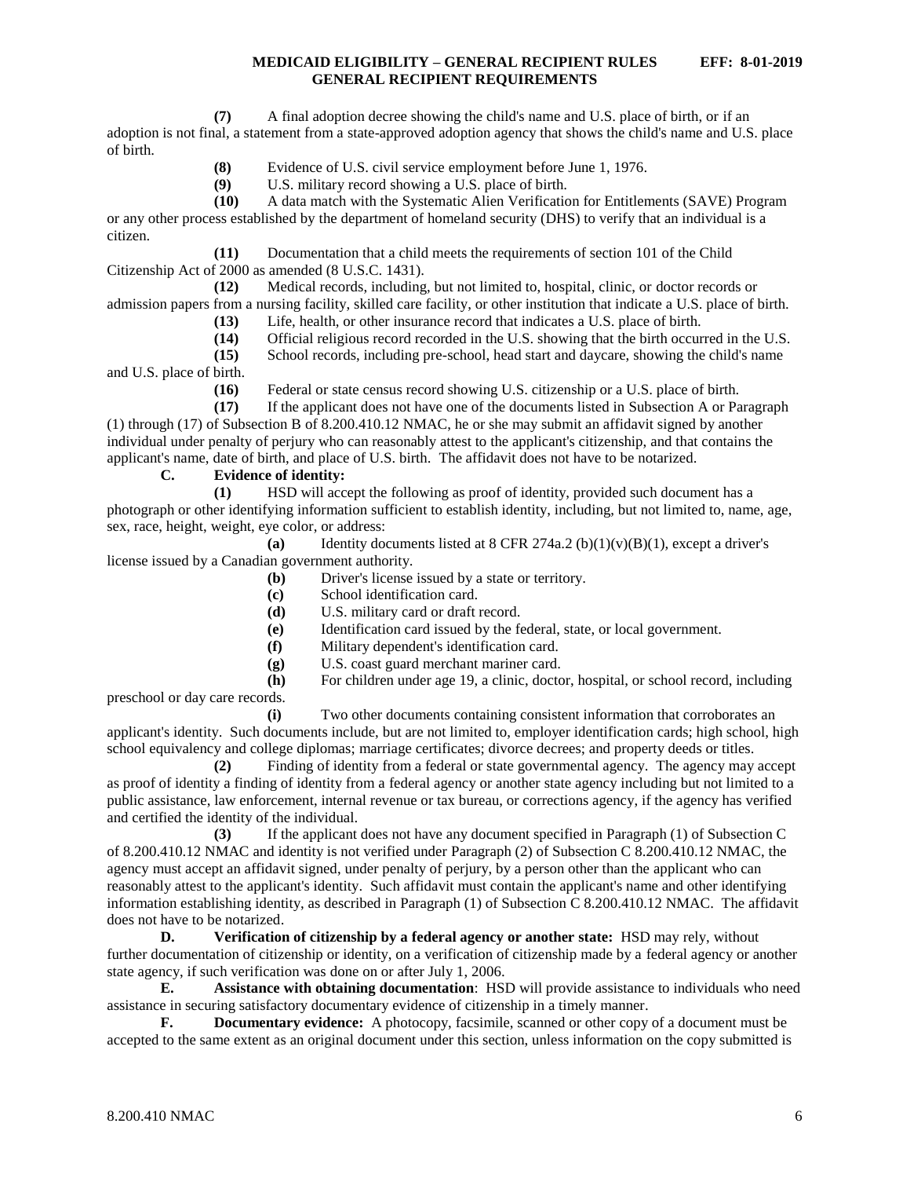**(7)** A final adoption decree showing the child's name and U.S. place of birth, or if an adoption is not final, a statement from a state-approved adoption agency that shows the child's name and U.S. place of birth.

**(8)** Evidence of U.S. civil service employment before June 1, 1976.

**(9)** U.S. military record showing a U.S. place of birth.

**(10)** A data match with the Systematic Alien Verification for Entitlements (SAVE) Program or any other process established by the department of homeland security (DHS) to verify that an individual is a citizen.

**(11)** Documentation that a child meets the requirements of section 101 of the Child Citizenship Act of 2000 as amended (8 U.S.C. 1431).

**(12)** Medical records, including, but not limited to, hospital, clinic, or doctor records or admission papers from a nursing facility, skilled care facility, or other institution that indicate a U.S. place of birth.

**(13)** Life, health, or other insurance record that indicates a U.S. place of birth.

**(14)** Official religious record recorded in the U.S. showing that the birth occurred in the U.S.

**(15)** School records, including pre-school, head start and daycare, showing the child's name and U.S. place of birth.

**(16)** Federal or state census record showing U.S. citizenship or a U.S. place of birth.

**(17)** If the applicant does not have one of the documents listed in Subsection A or Paragraph (1) through (17) of Subsection B of 8.200.410.12 NMAC, he or she may submit an affidavit signed by another individual under penalty of perjury who can reasonably attest to the applicant's citizenship, and that contains the applicant's name, date of birth, and place of U.S. birth. The affidavit does not have to be notarized.

**C. Evidence of identity:**

**(1)** HSD will accept the following as proof of identity, provided such document has a photograph or other identifying information sufficient to establish identity, including, but not limited to, name, age, sex, race, height, weight, eye color, or address:

**(a)** Identity documents listed at 8 CFR 274a.2 (b)(1)(v)(B)(1), except a driver's license issued by a Canadian government authority.

**(b)** Driver's license issued by a state or territory.

**(c)** School identification card.

**(d)** U.S. military card or draft record.

**(e)** Identification card issued by the federal, state, or local government.

**(f)** Military dependent's identification card.

**(g)** U.S. coast guard merchant mariner card.

**(h)** For children under age 19, a clinic, doctor, hospital, or school record, including preschool or day care records.

**(i)** Two other documents containing consistent information that corroborates an applicant's identity. Such documents include, but are not limited to, employer identification cards; high school, high school equivalency and college diplomas; marriage certificates; divorce decrees; and property deeds or titles.

**(2)** Finding of identity from a federal or state governmental agency. The agency may accept as proof of identity a finding of identity from a federal agency or another state agency including but not limited to a public assistance, law enforcement, internal revenue or tax bureau, or corrections agency, if the agency has verified and certified the identity of the individual.

**(3)** If the applicant does not have any document specified in Paragraph (1) of Subsection C of 8.200.410.12 NMAC and identity is not verified under Paragraph (2) of Subsection C 8.200.410.12 NMAC, the agency must accept an affidavit signed, under penalty of perjury, by a person other than the applicant who can reasonably attest to the applicant's identity. Such affidavit must contain the applicant's name and other identifying information establishing identity, as described in Paragraph (1) of Subsection C 8.200.410.12 NMAC. The affidavit does not have to be notarized.

**D. Verification of citizenship by a federal agency or another state:** HSD may rely, without further documentation of citizenship or identity, on a verification of citizenship made by a federal agency or another state agency, if such verification was done on or after July 1, 2006.

**E. Assistance with obtaining documentation**: HSD will provide assistance to individuals who need assistance in securing satisfactory documentary evidence of citizenship in a timely manner.

**F. Documentary evidence:** A photocopy, facsimile, scanned or other copy of a document must be accepted to the same extent as an original document under this section, unless information on the copy submitted is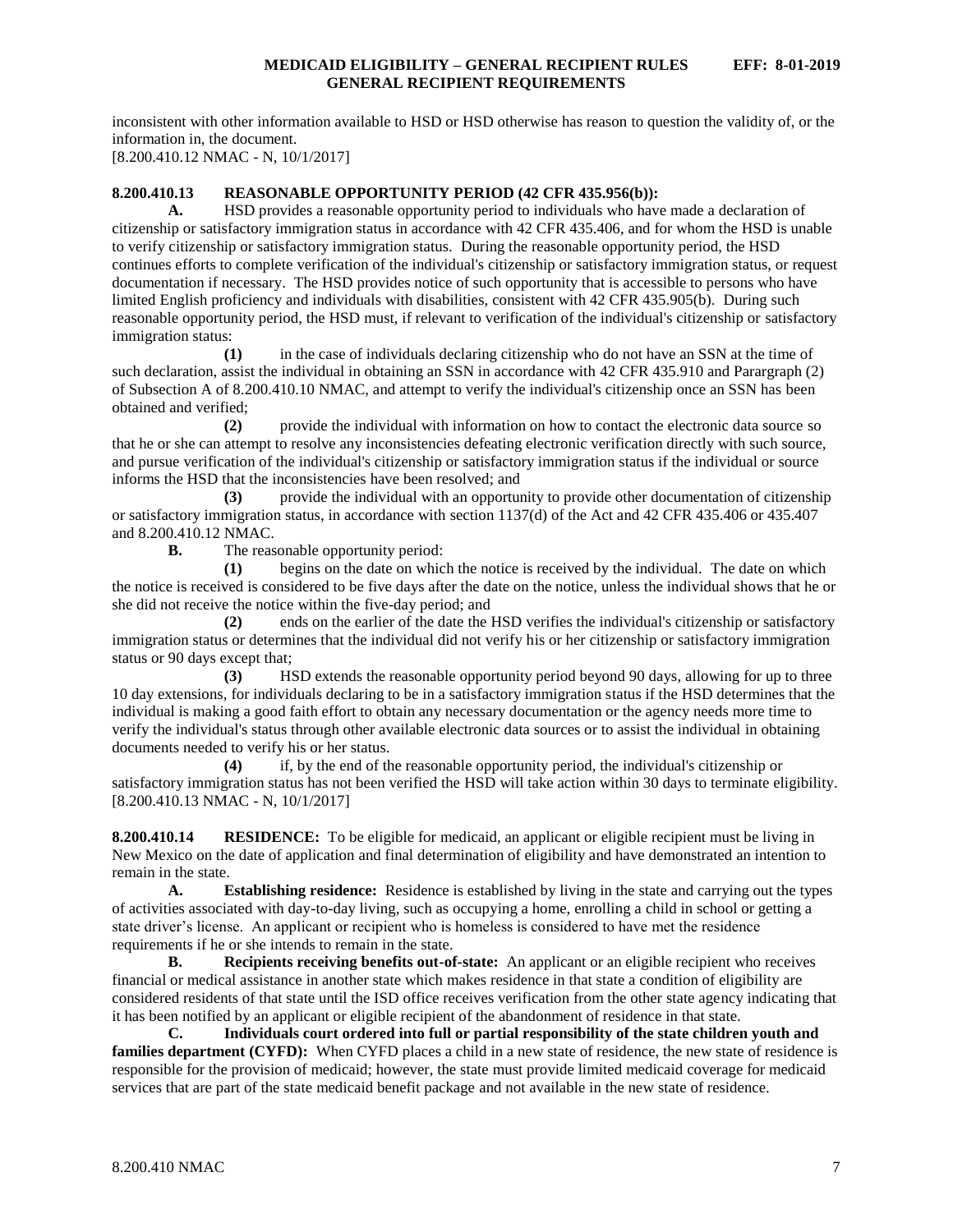inconsistent with other information available to HSD or HSD otherwise has reason to question the validity of, or the information in, the document.
[8.200.410.12 NMAC - N, 10/1/2017]

**8.200.410.13 REASONABLE OPPORTUNITY PERIOD (42 CFR 435.956(b)):**

**A.** HSD provides a reasonable opportunity period to individuals who have made a declaration of citizenship or satisfactory immigration status in accordance with 42 CFR 435.406, and for whom the HSD is unable to verify citizenship or satisfactory immigration status. During the reasonable opportunity period, the HSD continues efforts to complete verification of the individual's citizenship or satisfactory immigration status, or request documentation if necessary. The HSD provides notice of such opportunity that is accessible to persons who have limited English proficiency and individuals with disabilities, consistent with 42 CFR 435.905(b). During such reasonable opportunity period, the HSD must, if relevant to verification of the individual's citizenship or satisfactory immigration status:

**(1)** in the case of individuals declaring citizenship who do not have an SSN at the time of such declaration, assist the individual in obtaining an SSN in accordance with 42 CFR 435.910 and Parargraph (2) of Subsection A of 8.200.410.10 NMAC, and attempt to verify the individual's citizenship once an SSN has been obtained and verified;

**(2)** provide the individual with information on how to contact the electronic data source so that he or she can attempt to resolve any inconsistencies defeating electronic verification directly with such source, and pursue verification of the individual's citizenship or satisfactory immigration status if the individual or source informs the HSD that the inconsistencies have been resolved; and

**(3)** provide the individual with an opportunity to provide other documentation of citizenship or satisfactory immigration status, in accordance with section 1137(d) of the Act and 42 CFR 435.406 or 435.407 and 8.200.410.12 NMAC.

**B.** The reasonable opportunity period:

**(1)** begins on the date on which the notice is received by the individual. The date on which the notice is received is considered to be five days after the date on the notice, unless the individual shows that he or she did not receive the notice within the five-day period; and

**(2)** ends on the earlier of the date the HSD verifies the individual's citizenship or satisfactory immigration status or determines that the individual did not verify his or her citizenship or satisfactory immigration status or 90 days except that;

**(3)** HSD extends the reasonable opportunity period beyond 90 days, allowing for up to three 10 day extensions, for individuals declaring to be in a satisfactory immigration status if the HSD determines that the individual is making a good faith effort to obtain any necessary documentation or the agency needs more time to verify the individual's status through other available electronic data sources or to assist the individual in obtaining documents needed to verify his or her status.

**(4)** if, by the end of the reasonable opportunity period, the individual's citizenship or satisfactory immigration status has not been verified the HSD will take action within 30 days to terminate eligibility.
[8.200.410.13 NMAC - N, 10/1/2017]

**8.200.410.14 RESIDENCE:** To be eligible for medicaid, an applicant or eligible recipient must be living in New Mexico on the date of application and final determination of eligibility and have demonstrated an intention to remain in the state.

**A. Establishing residence:** Residence is established by living in the state and carrying out the types of activities associated with day-to-day living, such as occupying a home, enrolling a child in school or getting a state driver's license. An applicant or recipient who is homeless is considered to have met the residence requirements if he or she intends to remain in the state.

**B. Recipients receiving benefits out-of-state:** An applicant or an eligible recipient who receives financial or medical assistance in another state which makes residence in that state a condition of eligibility are considered residents of that state until the ISD office receives verification from the other state agency indicating that it has been notified by an applicant or eligible recipient of the abandonment of residence in that state.

**C. Individuals court ordered into full or partial responsibility of the state children youth and families department (CYFD):** When CYFD places a child in a new state of residence, the new state of residence is responsible for the provision of medicaid; however, the state must provide limited medicaid coverage for medicaid services that are part of the state medicaid benefit package and not available in the new state of residence.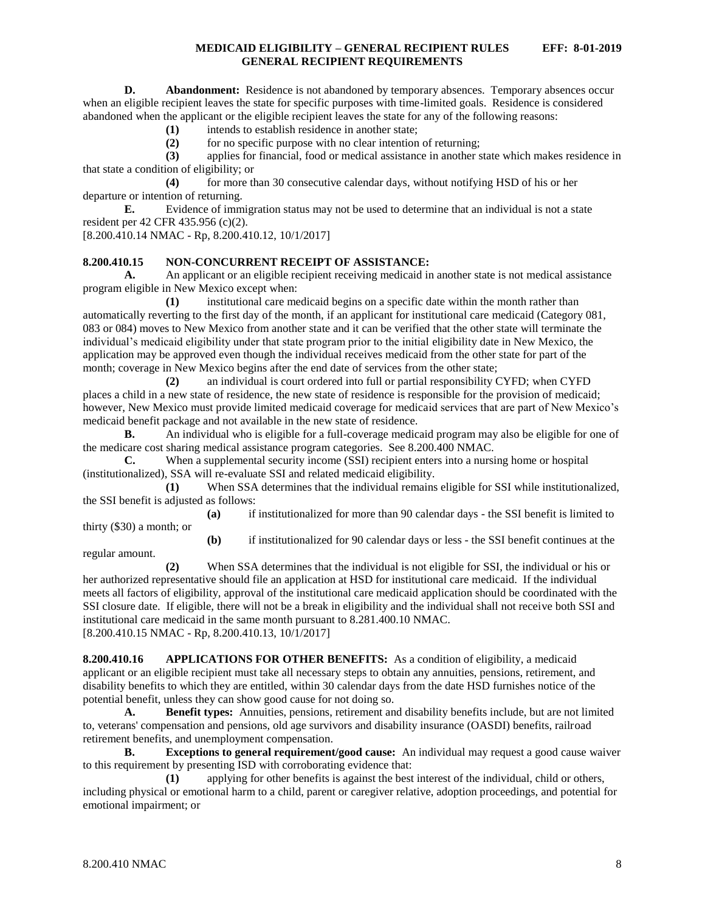**D. Abandonment:** Residence is not abandoned by temporary absences. Temporary absences occur when an eligible recipient leaves the state for specific purposes with time-limited goals. Residence is considered abandoned when the applicant or the eligible recipient leaves the state for any of the following reasons:

**(1)** intends to establish residence in another state;

**(2)** for no specific purpose with no clear intention of returning;

**(3)** applies for financial, food or medical assistance in another state which makes residence in that state a condition of eligibility; or

**(4)** for more than 30 consecutive calendar days, without notifying HSD of his or her departure or intention of returning.

**E.** Evidence of immigration status may not be used to determine that an individual is not a state resident per 42 CFR 435.956 (c)(2).

[8.200.410.14 NMAC - Rp, 8.200.410.12, 10/1/2017]

**8.200.410.15 NON-CONCURRENT RECEIPT OF ASSISTANCE:**

**A.** An applicant or an eligible recipient receiving medicaid in another state is not medical assistance program eligible in New Mexico except when:

**(1)** institutional care medicaid begins on a specific date within the month rather than automatically reverting to the first day of the month, if an applicant for institutional care medicaid (Category 081, 083 or 084) moves to New Mexico from another state and it can be verified that the other state will terminate the individual's medicaid eligibility under that state program prior to the initial eligibility date in New Mexico, the application may be approved even though the individual receives medicaid from the other state for part of the month; coverage in New Mexico begins after the end date of services from the other state;

**(2)** an individual is court ordered into full or partial responsibility CYFD; when CYFD places a child in a new state of residence, the new state of residence is responsible for the provision of medicaid; however, New Mexico must provide limited medicaid coverage for medicaid services that are part of New Mexico's medicaid benefit package and not available in the new state of residence.

**B.** An individual who is eligible for a full-coverage medicaid program may also be eligible for one of the medicare cost sharing medical assistance program categories. See 8.200.400 NMAC.

**C.** When a supplemental security income (SSI) recipient enters into a nursing home or hospital (institutionalized), SSA will re-evaluate SSI and related medicaid eligibility.

**(1)** When SSA determines that the individual remains eligible for SSI while institutionalized, the SSI benefit is adjusted as follows:

**(a)** if institutionalized for more than 90 calendar days - the SSI benefit is limited to thirty ($30) a month; or

**(b)** if institutionalized for 90 calendar days or less - the SSI benefit continues at the regular amount.

**(2)** When SSA determines that the individual is not eligible for SSI, the individual or his or her authorized representative should file an application at HSD for institutional care medicaid. If the individual meets all factors of eligibility, approval of the institutional care medicaid application should be coordinated with the SSI closure date. If eligible, there will not be a break in eligibility and the individual shall not receive both SSI and institutional care medicaid in the same month pursuant to 8.281.400.10 NMAC.

[8.200.410.15 NMAC - Rp, 8.200.410.13, 10/1/2017]

**8.200.410.16 APPLICATIONS FOR OTHER BENEFITS:** As a condition of eligibility, a medicaid applicant or an eligible recipient must take all necessary steps to obtain any annuities, pensions, retirement, and disability benefits to which they are entitled, within 30 calendar days from the date HSD furnishes notice of the potential benefit, unless they can show good cause for not doing so.

**A. Benefit types:** Annuities, pensions, retirement and disability benefits include, but are not limited to, veterans' compensation and pensions, old age survivors and disability insurance (OASDI) benefits, railroad retirement benefits, and unemployment compensation.

**B. Exceptions to general requirement/good cause:** An individual may request a good cause waiver to this requirement by presenting ISD with corroborating evidence that:

**(1)** applying for other benefits is against the best interest of the individual, child or others, including physical or emotional harm to a child, parent or caregiver relative, adoption proceedings, and potential for emotional impairment; or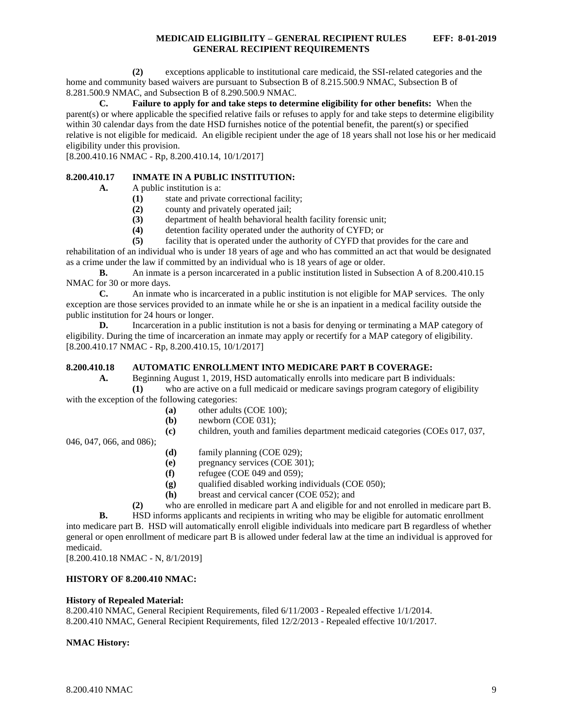**(2)** exceptions applicable to institutional care medicaid, the SSI-related categories and the home and community based waivers are pursuant to Subsection B of 8.215.500.9 NMAC, Subsection B of 8.281.500.9 NMAC, and Subsection B of 8.290.500.9 NMAC.

**C. Failure to apply for and take steps to determine eligibility for other benefits:** When the parent(s) or where applicable the specified relative fails or refuses to apply for and take steps to determine eligibility within 30 calendar days from the date HSD furnishes notice of the potential benefit, the parent(s) or specified relative is not eligible for medicaid. An eligible recipient under the age of 18 years shall not lose his or her medicaid eligibility under this provision.

[8.200.410.16 NMAC - Rp, 8.200.410.14, 10/1/2017]

**8.200.410.17 INMATE IN A PUBLIC INSTITUTION:**

**A.** A public institution is a:

**(1)** state and private correctional facility;

**(2)** county and privately operated jail;

**(3)** department of health behavioral health facility forensic unit;

**(4)** detention facility operated under the authority of CYFD; or

**(5)** facility that is operated under the authority of CYFD that provides for the care and rehabilitation of an individual who is under 18 years of age and who has committed an act that would be designated as a crime under the law if committed by an individual who is 18 years of age or older.

**B.** An inmate is a person incarcerated in a public institution listed in Subsection A of 8.200.410.15 NMAC for 30 or more days.

**C.** An inmate who is incarcerated in a public institution is not eligible for MAP services. The only exception are those services provided to an inmate while he or she is an inpatient in a medical facility outside the public institution for 24 hours or longer.

**D.** Incarceration in a public institution is not a basis for denying or terminating a MAP category of eligibility. During the time of incarceration an inmate may apply or recertify for a MAP category of eligibility.

[8.200.410.17 NMAC - Rp, 8.200.410.15, 10/1/2017]

**8.200.410.18 AUTOMATIC ENROLLMENT INTO MEDICARE PART B COVERAGE:**

**A.** Beginning August 1, 2019, HSD automatically enrolls into medicare part B individuals:

**(1)** who are active on a full medicaid or medicare savings program category of eligibility with the exception of the following categories:

**(a)** other adults (COE 100);

**(b)** newborn (COE 031);

**(c)** children, youth and families department medicaid categories (COEs 017, 037, 046, 047, 066, and 086);

**(d)** family planning (COE 029);

**(e)** pregnancy services (COE 301);

**(f)** refugee (COE 049 and 059);

**(g)** qualified disabled working individuals (COE 050);

**(h)** breast and cervical cancer (COE 052); and

**(2)** who are enrolled in medicare part A and eligible for and not enrolled in medicare part B.

**B.** HSD informs applicants and recipients in writing who may be eligible for automatic enrollment into medicare part B. HSD will automatically enroll eligible individuals into medicare part B regardless of whether general or open enrollment of medicare part B is allowed under federal law at the time an individual is approved for medicaid.

[8.200.410.18 NMAC - N, 8/1/2019]

**HISTORY OF 8.200.410 NMAC:**

**History of Repealed Material:**

8.200.410 NMAC, General Recipient Requirements, filed 6/11/2003 - Repealed effective 1/1/2014.

8.200.410 NMAC, General Recipient Requirements, filed 12/2/2013 - Repealed effective 10/1/2017.

**NMAC History:**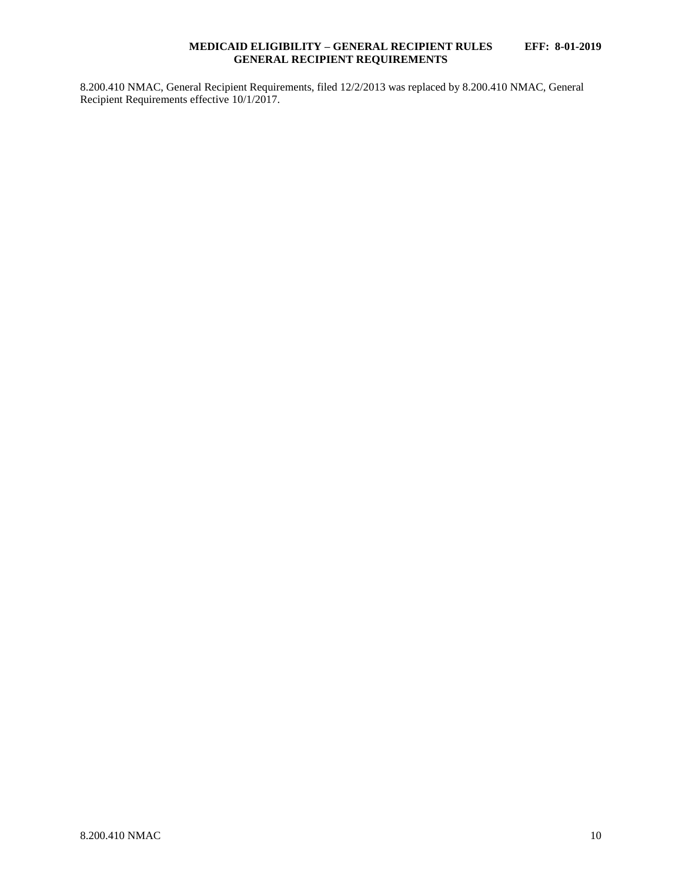8.200.410 NMAC, General Recipient Requirements, filed 12/2/2013 was replaced by 8.200.410 NMAC, General Recipient Requirements effective 10/1/2017.